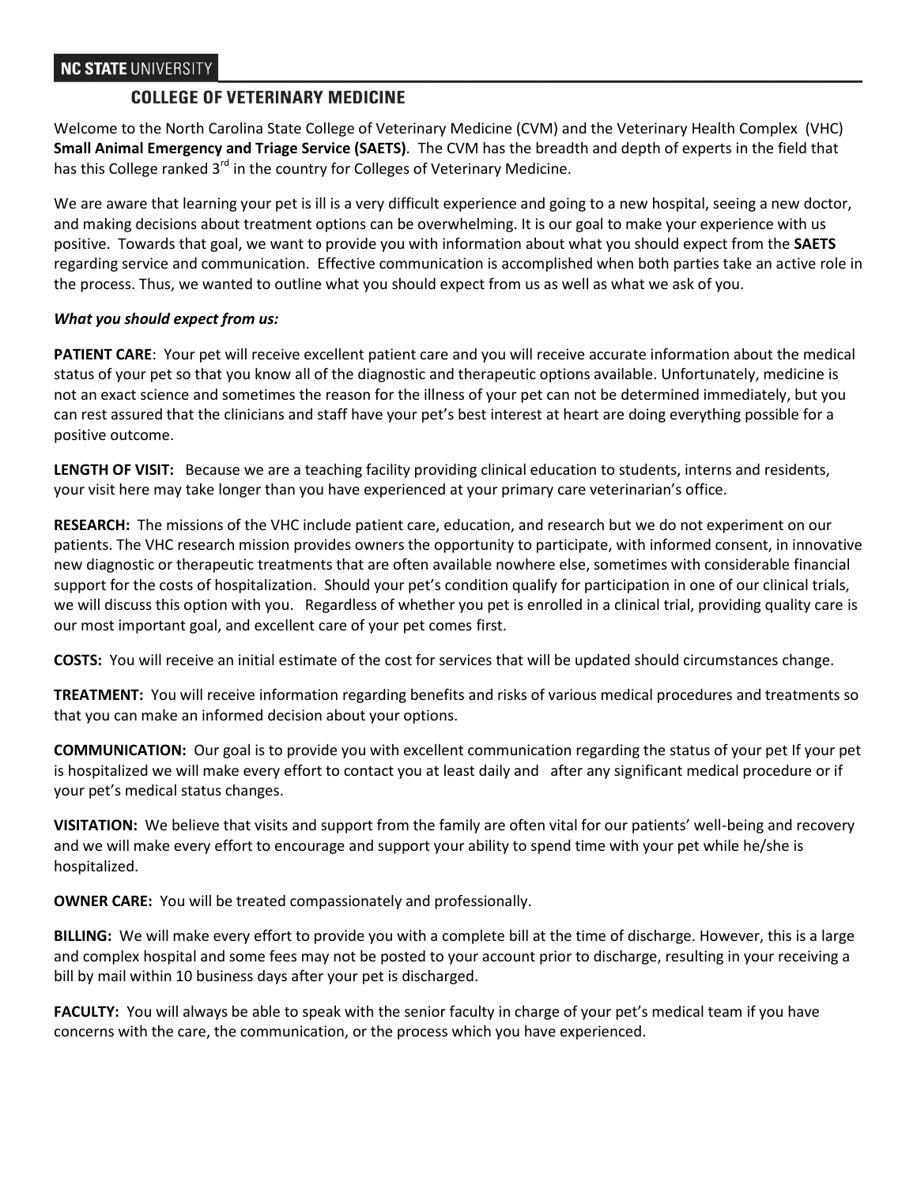**NC STATE** UNIVERSITY

## COLLEGE OF VETERINARY MEDICINE

Welcome to the North Carolina State College of Veterinary Medicine (CVM) and the Veterinary Health Complex (VHC) **Small Animal Emergency and Triage Service (SAETS)**. The CVM has the breadth and depth of experts in the field that has this College ranked 3rd in the country for Colleges of Veterinary Medicine.

We are aware that learning your pet is ill is a very difficult experience and going to a new hospital, seeing a new doctor, and making decisions about treatment options can be overwhelming. It is our goal to make your experience with us positive. Towards that goal, we want to provide you with information about what you should expect from the **SAETS** regarding service and communication. Effective communication is accomplished when both parties take an active role in the process. Thus, we wanted to outline what you should expect from us as well as what we ask of you.

***What you should expect from us:***

**PATIENT CARE**: Your pet will receive excellent patient care and you will receive accurate information about the medical status of your pet so that you know all of the diagnostic and therapeutic options available. Unfortunately, medicine is not an exact science and sometimes the reason for the illness of your pet can not be determined immediately, but you can rest assured that the clinicians and staff have your pet's best interest at heart are doing everything possible for a positive outcome.

**LENGTH OF VISIT:** Because we are a teaching facility providing clinical education to students, interns and residents, your visit here may take longer than you have experienced at your primary care veterinarian's office.

**RESEARCH:** The missions of the VHC include patient care, education, and research but we do not experiment on our patients. The VHC research mission provides owners the opportunity to participate, with informed consent, in innovative new diagnostic or therapeutic treatments that are often available nowhere else, sometimes with considerable financial support for the costs of hospitalization. Should your pet's condition qualify for participation in one of our clinical trials, we will discuss this option with you. Regardless of whether you pet is enrolled in a clinical trial, providing quality care is our most important goal, and excellent care of your pet comes first.

**COSTS:** You will receive an initial estimate of the cost for services that will be updated should circumstances change.

**TREATMENT:** You will receive information regarding benefits and risks of various medical procedures and treatments so that you can make an informed decision about your options.

**COMMUNICATION:** Our goal is to provide you with excellent communication regarding the status of your pet If your pet is hospitalized we will make every effort to contact you at least daily and after any significant medical procedure or if your pet's medical status changes.

**VISITATION:** We believe that visits and support from the family are often vital for our patients' well-being and recovery and we will make every effort to encourage and support your ability to spend time with your pet while he/she is hospitalized.

**OWNER CARE:** You will be treated compassionately and professionally.

**BILLING:** We will make every effort to provide you with a complete bill at the time of discharge. However, this is a large and complex hospital and some fees may not be posted to your account prior to discharge, resulting in your receiving a bill by mail within 10 business days after your pet is discharged.

**FACULTY:** You will always be able to speak with the senior faculty in charge of your pet's medical team if you have concerns with the care, the communication, or the process which you have experienced.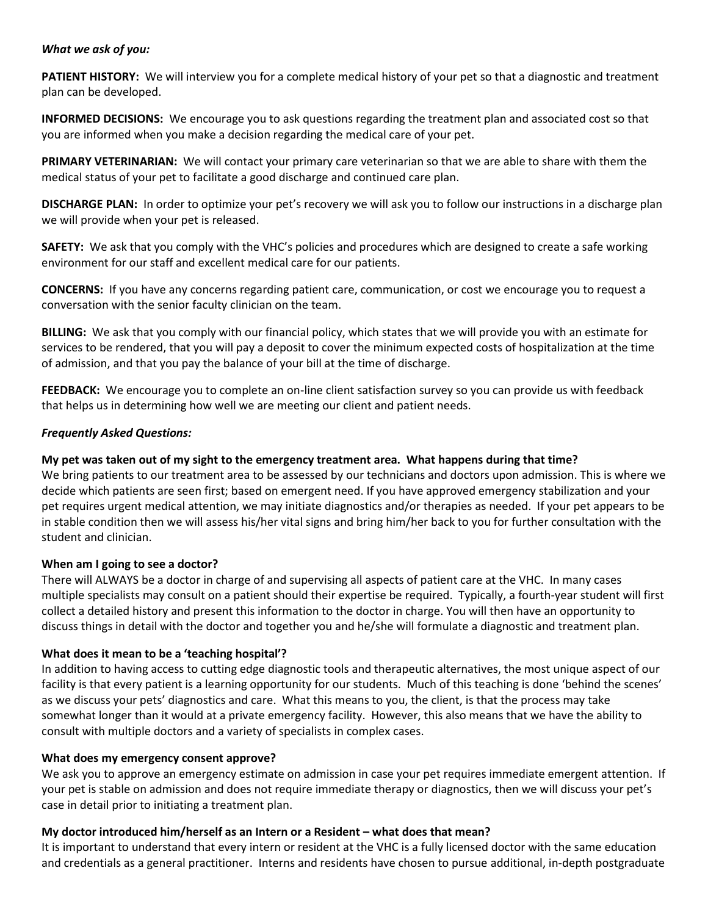***What we ask of you:***

**PATIENT HISTORY:** We will interview you for a complete medical history of your pet so that a diagnostic and treatment plan can be developed.

**INFORMED DECISIONS:** We encourage you to ask questions regarding the treatment plan and associated cost so that you are informed when you make a decision regarding the medical care of your pet.

**PRIMARY VETERINARIAN:** We will contact your primary care veterinarian so that we are able to share with them the medical status of your pet to facilitate a good discharge and continued care plan.

**DISCHARGE PLAN:** In order to optimize your pet's recovery we will ask you to follow our instructions in a discharge plan we will provide when your pet is released.

**SAFETY:** We ask that you comply with the VHC's policies and procedures which are designed to create a safe working environment for our staff and excellent medical care for our patients.

**CONCERNS:** If you have any concerns regarding patient care, communication, or cost we encourage you to request a conversation with the senior faculty clinician on the team.

**BILLING:** We ask that you comply with our financial policy, which states that we will provide you with an estimate for services to be rendered, that you will pay a deposit to cover the minimum expected costs of hospitalization at the time of admission, and that you pay the balance of your bill at the time of discharge.

**FEEDBACK:** We encourage you to complete an on-line client satisfaction survey so you can provide us with feedback that helps us in determining how well we are meeting our client and patient needs.

***Frequently Asked Questions:***

**My pet was taken out of my sight to the emergency treatment area. What happens during that time?**

We bring patients to our treatment area to be assessed by our technicians and doctors upon admission. This is where we decide which patients are seen first; based on emergent need. If you have approved emergency stabilization and your pet requires urgent medical attention, we may initiate diagnostics and/or therapies as needed. If your pet appears to be in stable condition then we will assess his/her vital signs and bring him/her back to you for further consultation with the student and clinician.

**When am I going to see a doctor?**

There will ALWAYS be a doctor in charge of and supervising all aspects of patient care at the VHC. In many cases multiple specialists may consult on a patient should their expertise be required. Typically, a fourth-year student will first collect a detailed history and present this information to the doctor in charge. You will then have an opportunity to discuss things in detail with the doctor and together you and he/she will formulate a diagnostic and treatment plan.

**What does it mean to be a 'teaching hospital'?**

In addition to having access to cutting edge diagnostic tools and therapeutic alternatives, the most unique aspect of our facility is that every patient is a learning opportunity for our students. Much of this teaching is done 'behind the scenes' as we discuss your pets' diagnostics and care. What this means to you, the client, is that the process may take somewhat longer than it would at a private emergency facility. However, this also means that we have the ability to consult with multiple doctors and a variety of specialists in complex cases.

**What does my emergency consent approve?**

We ask you to approve an emergency estimate on admission in case your pet requires immediate emergent attention. If your pet is stable on admission and does not require immediate therapy or diagnostics, then we will discuss your pet's case in detail prior to initiating a treatment plan.

**My doctor introduced him/herself as an Intern or a Resident – what does that mean?**

It is important to understand that every intern or resident at the VHC is a fully licensed doctor with the same education and credentials as a general practitioner. Interns and residents have chosen to pursue additional, in-depth postgraduate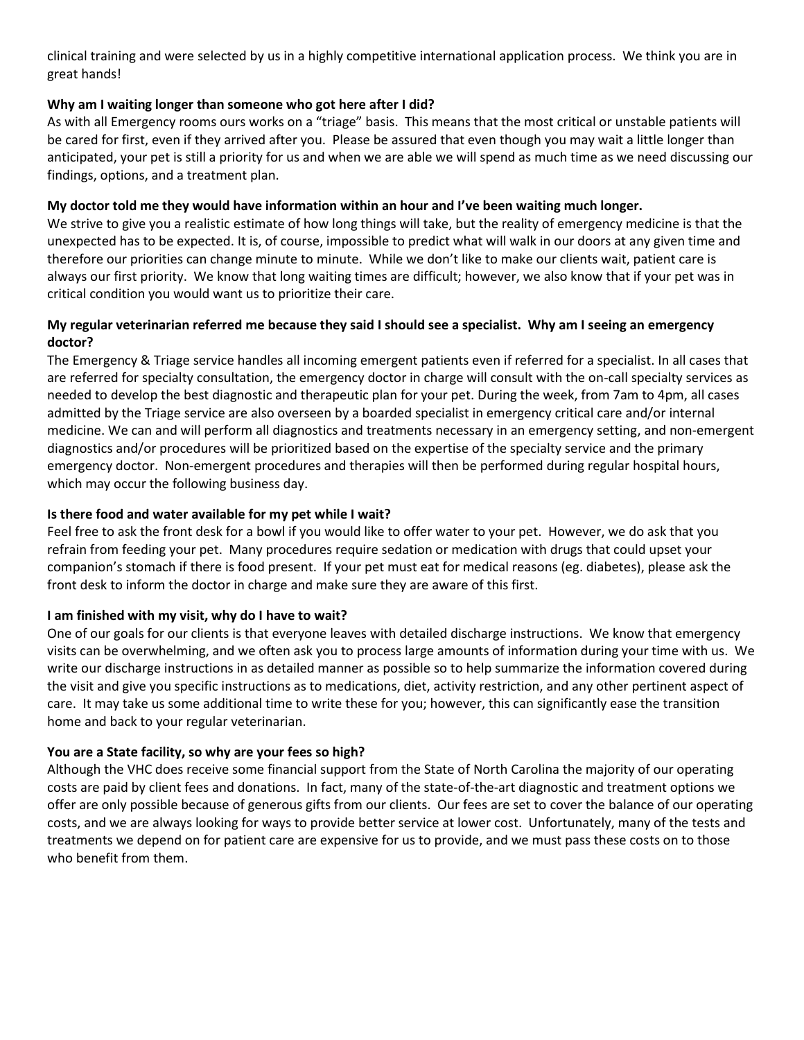clinical training and were selected by us in a highly competitive international application process. We think you are in great hands!

**Why am I waiting longer than someone who got here after I did?**

As with all Emergency rooms ours works on a "triage" basis. This means that the most critical or unstable patients will be cared for first, even if they arrived after you. Please be assured that even though you may wait a little longer than anticipated, your pet is still a priority for us and when we are able we will spend as much time as we need discussing our findings, options, and a treatment plan.

**My doctor told me they would have information within an hour and I've been waiting much longer.**

We strive to give you a realistic estimate of how long things will take, but the reality of emergency medicine is that the unexpected has to be expected. It is, of course, impossible to predict what will walk in our doors at any given time and therefore our priorities can change minute to minute. While we don't like to make our clients wait, patient care is always our first priority. We know that long waiting times are difficult; however, we also know that if your pet was in critical condition you would want us to prioritize their care.

**My regular veterinarian referred me because they said I should see a specialist. Why am I seeing an emergency doctor?**

The Emergency & Triage service handles all incoming emergent patients even if referred for a specialist. In all cases that are referred for specialty consultation, the emergency doctor in charge will consult with the on-call specialty services as needed to develop the best diagnostic and therapeutic plan for your pet. During the week, from 7am to 4pm, all cases admitted by the Triage service are also overseen by a boarded specialist in emergency critical care and/or internal medicine. We can and will perform all diagnostics and treatments necessary in an emergency setting, and non-emergent diagnostics and/or procedures will be prioritized based on the expertise of the specialty service and the primary emergency doctor. Non-emergent procedures and therapies will then be performed during regular hospital hours, which may occur the following business day.

**Is there food and water available for my pet while I wait?**

Feel free to ask the front desk for a bowl if you would like to offer water to your pet. However, we do ask that you refrain from feeding your pet. Many procedures require sedation or medication with drugs that could upset your companion's stomach if there is food present. If your pet must eat for medical reasons (eg. diabetes), please ask the front desk to inform the doctor in charge and make sure they are aware of this first.

**I am finished with my visit, why do I have to wait?**

One of our goals for our clients is that everyone leaves with detailed discharge instructions. We know that emergency visits can be overwhelming, and we often ask you to process large amounts of information during your time with us. We write our discharge instructions in as detailed manner as possible so to help summarize the information covered during the visit and give you specific instructions as to medications, diet, activity restriction, and any other pertinent aspect of care. It may take us some additional time to write these for you; however, this can significantly ease the transition home and back to your regular veterinarian.

**You are a State facility, so why are your fees so high?**

Although the VHC does receive some financial support from the State of North Carolina the majority of our operating costs are paid by client fees and donations. In fact, many of the state-of-the-art diagnostic and treatment options we offer are only possible because of generous gifts from our clients. Our fees are set to cover the balance of our operating costs, and we are always looking for ways to provide better service at lower cost. Unfortunately, many of the tests and treatments we depend on for patient care are expensive for us to provide, and we must pass these costs on to those who benefit from them.